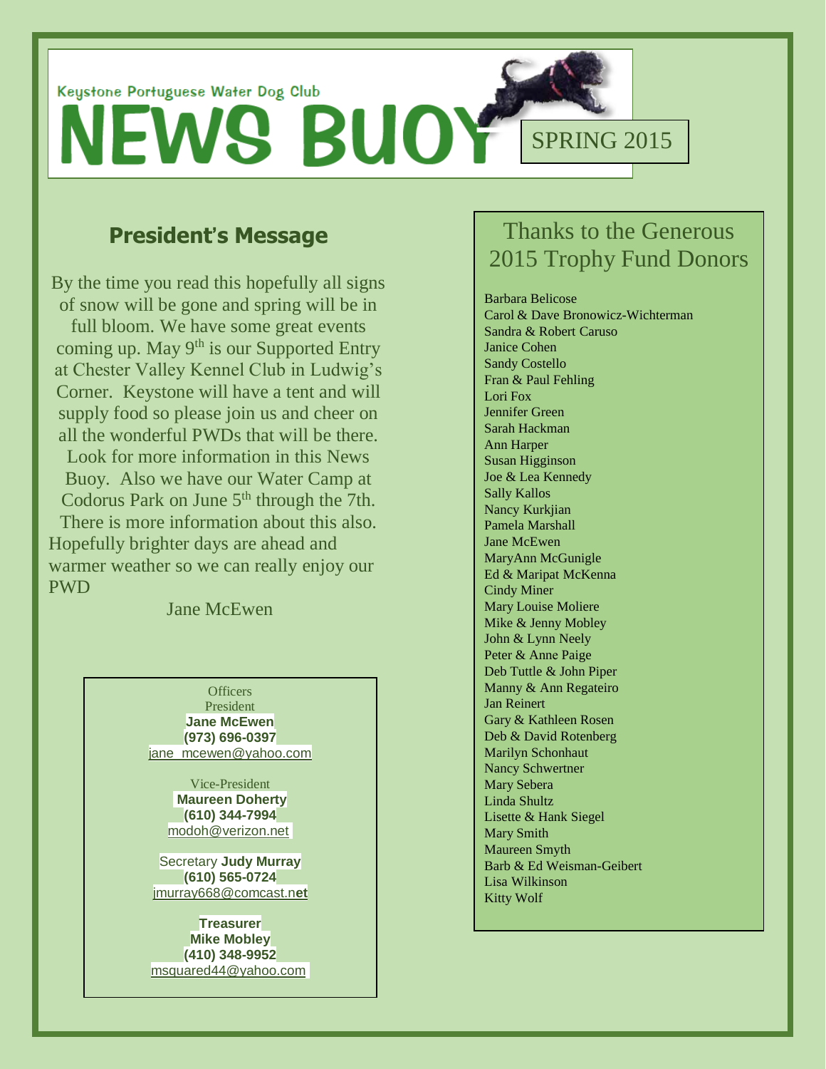Keystone Portuguese Water Dog Club

# NEWS BUOY

SPRING 2015

## President's Message

By the time you read this hopefully all signs of snow will be gone and spring will be in full bloom. We have some great events coming up. May 9th is our Supported Entry at Chester Valley Kennel Club in Ludwig's Corner. Keystone will have a tent and will supply food so please join us and cheer on all the wonderful PWDs that will be there. Look for more information in this News Buoy. Also we have our Water Camp at Codorus Park on June 5th through the 7th. There is more information about this also. Hopefully brighter days are ahead and warmer weather so we can really enjoy our PWD

Jane McEwen

Officers

President
**Jane McEwen**
**(973) 696-0397**
jane_mcewen@yahoo.com

Vice-President
**Maureen Doherty**
**(610) 344-7994**
modoh@verizon.net

Secretary **Judy Murray**
**(610) 565-0724**
jmurray668@comcast.n**et**

**Treasurer**
**Mike Mobley**
**(410) 348-9952**
msquared44@yahoo.com

## Thanks to the Generous 2015 Trophy Fund Donors

Barbara Belicose
Carol & Dave Bronowicz-Wichterman
Sandra & Robert Caruso
Janice Cohen
Sandy Costello
Fran & Paul Fehling
Lori Fox
Jennifer Green
Sarah Hackman
Ann Harper
Susan Higginson
Joe & Lea Kennedy
Sally Kallos
Nancy Kurkjian
Pamela Marshall
Jane McEwen
MaryAnn McGunigle
Ed & Maripat McKenna
Cindy Miner
Mary Louise Moliere
Mike & Jenny Mobley
John & Lynn Neely
Peter & Anne Paige
Deb Tuttle & John Piper
Manny & Ann Regateiro
Jan Reinert
Gary & Kathleen Rosen
Deb & David Rotenberg
Marilyn Schonhaut
Nancy Schwertner
Mary Sebera
Linda Shultz
Lisette & Hank Siegel
Mary Smith
Maureen Smyth
Barb & Ed Weisman-Geibert
Lisa Wilkinson
Kitty Wolf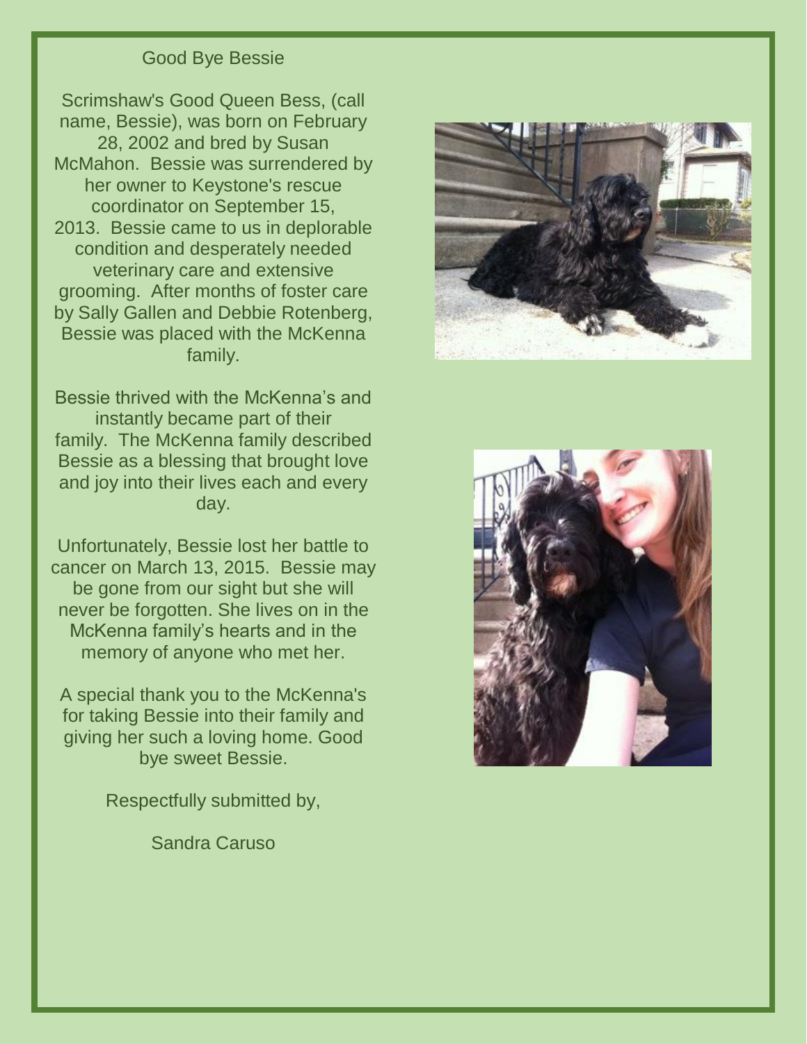# Good Bye Bessie

Scrimshaw's Good Queen Bess, (call name, Bessie), was born on February 28, 2002 and bred by Susan McMahon. Bessie was surrendered by her owner to Keystone's rescue coordinator on September 15, 2013. Bessie came to us in deplorable condition and desperately needed veterinary care and extensive grooming. After months of foster care by Sally Gallen and Debbie Rotenberg, Bessie was placed with the McKenna family.

Bessie thrived with the McKenna's and instantly became part of their family. The McKenna family described Bessie as a blessing that brought love and joy into their lives each and every day.

Unfortunately, Bessie lost her battle to cancer on March 13, 2015. Bessie may be gone from our sight but she will never be forgotten. She lives on in the McKenna family's hearts and in the memory of anyone who met her.

A special thank you to the McKenna's for taking Bessie into their family and giving her such a loving home. Good bye sweet Bessie.

Respectfully submitted by,

Sandra Caruso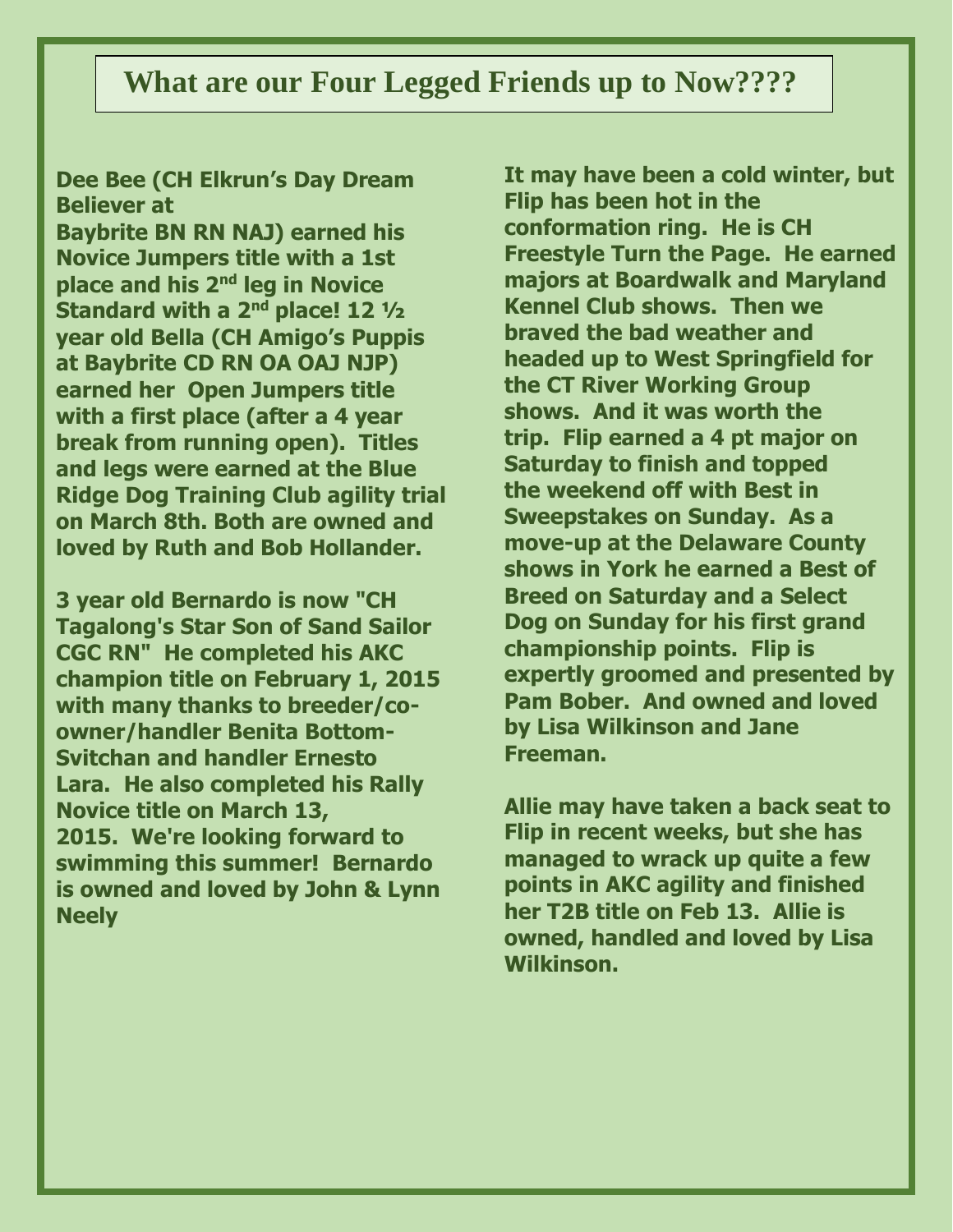# What are our Four Legged Friends up to Now????

**Dee Bee (CH Elkrun's Day Dream Believer at Baybrite BN RN NAJ) earned his Novice Jumpers title with a 1st place and his 2nd leg in Novice Standard with a 2nd place! 12 ½ year old Bella (CH Amigo's Puppis at Baybrite CD RN OA OAJ NJP) earned her Open Jumpers title with a first place (after a 4 year break from running open). Titles and legs were earned at the Blue Ridge Dog Training Club agility trial on March 8th. Both are owned and loved by Ruth and Bob Hollander.**

**3 year old Bernardo is now "CH Tagalong's Star Son of Sand Sailor CGC RN" He completed his AKC champion title on February 1, 2015 with many thanks to breeder/co-owner/handler Benita Bottom-Svitchan and handler Ernesto Lara. He also completed his Rally Novice title on March 13, 2015. We're looking forward to swimming this summer! Bernardo is owned and loved by John & Lynn Neely**

**It may have been a cold winter, but Flip has been hot in the conformation ring. He is CH Freestyle Turn the Page. He earned majors at Boardwalk and Maryland Kennel Club shows. Then we braved the bad weather and headed up to West Springfield for the CT River Working Group shows. And it was worth the trip. Flip earned a 4 pt major on Saturday to finish and topped the weekend off with Best in Sweepstakes on Sunday. As a move-up at the Delaware County shows in York he earned a Best of Breed on Saturday and a Select Dog on Sunday for his first grand championship points. Flip is expertly groomed and presented by Pam Bober. And owned and loved by Lisa Wilkinson and Jane Freeman.**

**Allie may have taken a back seat to Flip in recent weeks, but she has managed to wrack up quite a few points in AKC agility and finished her T2B title on Feb 13. Allie is owned, handled and loved by Lisa Wilkinson.**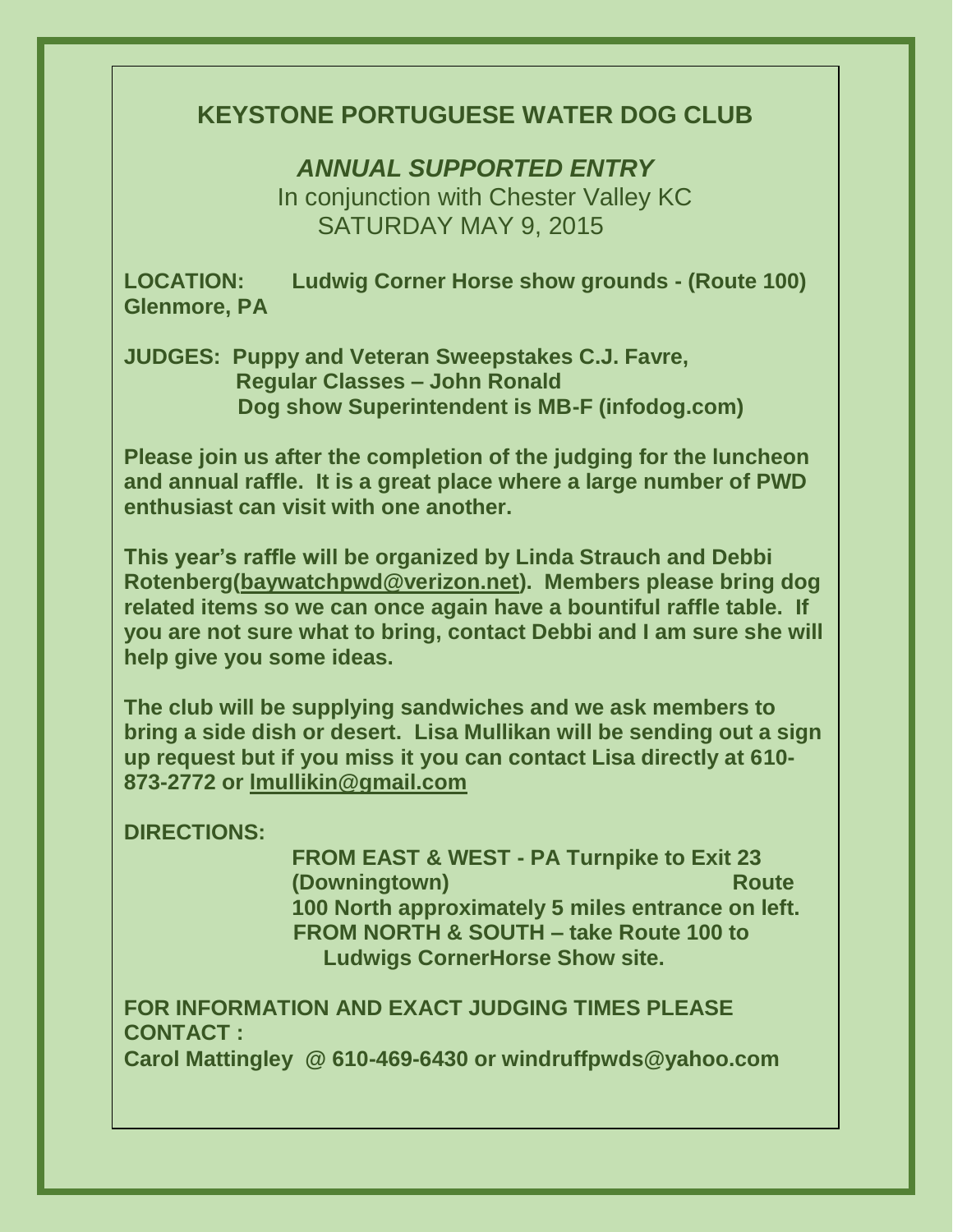## KEYSTONE PORTUGUESE WATER DOG CLUB

***ANNUAL SUPPORTED ENTRY***
In conjunction with Chester Valley KC
SATURDAY MAY 9, 2015

**LOCATION:** **Ludwig Corner Horse show grounds - (Route 100) Glenmore, PA**

**JUDGES: Puppy and Veteran Sweepstakes C.J. Favre,**
**Regular Classes – John Ronald**
**Dog show Superintendent is MB-F (infodog.com)**

**Please join us after the completion of the judging for the luncheon and annual raffle. It is a great place where a large number of PWD enthusiast can visit with one another.**

**This year's raffle will be organized by Linda Strauch and Debbi Rotenberg(baywatchpwd@verizon.net). Members please bring dog related items so we can once again have a bountiful raffle table. If you are not sure what to bring, contact Debbi and I am sure she will help give you some ideas.**

**The club will be supplying sandwiches and we ask members to bring a side dish or desert. Lisa Mullikan will be sending out a sign up request but if you miss it you can contact Lisa directly at 610-873-2772 or lmullikin@gmail.com**

**DIRECTIONS:**

**FROM EAST & WEST - PA Turnpike to Exit 23 (Downingtown) Route 100 North approximately 5 miles entrance on left.**
**FROM NORTH & SOUTH – take Route 100 to Ludwigs CornerHorse Show site.**

**FOR INFORMATION AND EXACT JUDGING TIMES PLEASE CONTACT :**
**Carol Mattingley @ 610-469-6430 or windruffpwds@yahoo.com**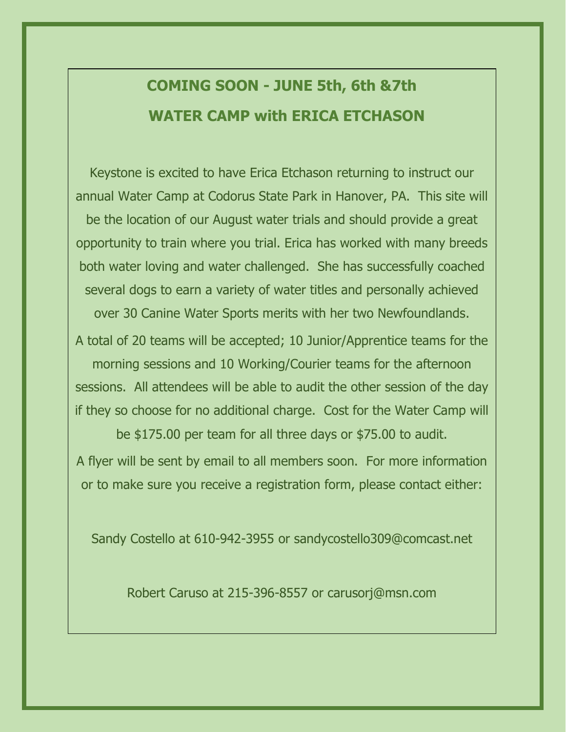## COMING SOON - JUNE 5th, 6th &7th

## WATER CAMP with ERICA ETCHASON

Keystone is excited to have Erica Etchason returning to instruct our annual Water Camp at Codorus State Park in Hanover, PA. This site will be the location of our August water trials and should provide a great opportunity to train where you trial. Erica has worked with many breeds both water loving and water challenged. She has successfully coached several dogs to earn a variety of water titles and personally achieved over 30 Canine Water Sports merits with her two Newfoundlands.

A total of 20 teams will be accepted; 10 Junior/Apprentice teams for the morning sessions and 10 Working/Courier teams for the afternoon sessions. All attendees will be able to audit the other session of the day if they so choose for no additional charge. Cost for the Water Camp will be $175.00 per team for all three days or $75.00 to audit.

A flyer will be sent by email to all members soon. For more information or to make sure you receive a registration form, please contact either:

Sandy Costello at 610-942-3955 or sandycostello309@comcast.net

Robert Caruso at 215-396-8557 or carusorj@msn.com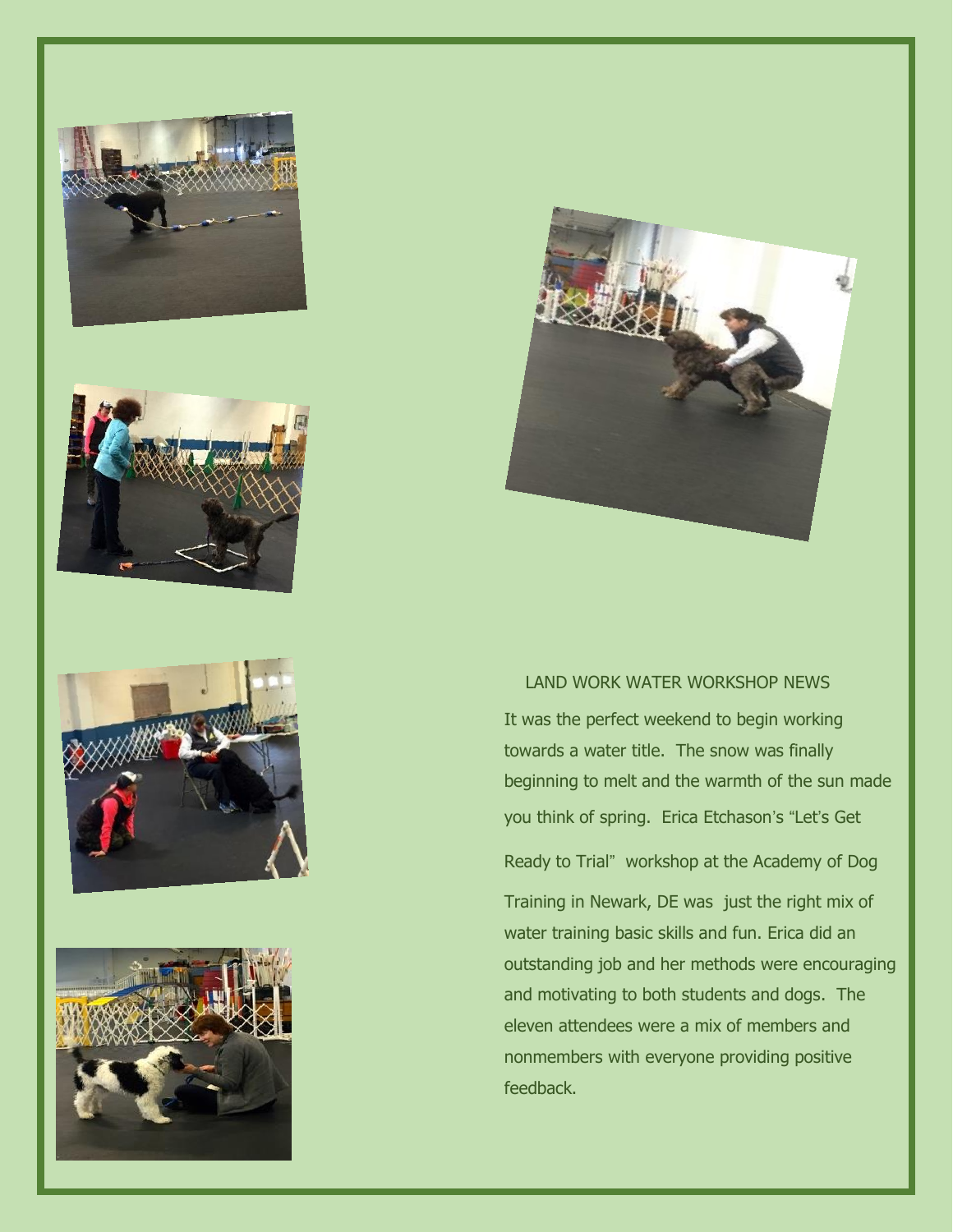## LAND WORK WATER WORKSHOP NEWS

It was the perfect weekend to begin working towards a water title. The snow was finally beginning to melt and the warmth of the sun made you think of spring. Erica Etchason's "Let's Get Ready to Trial" workshop at the Academy of Dog Training in Newark, DE was just the right mix of water training basic skills and fun. Erica did an outstanding job and her methods were encouraging and motivating to both students and dogs. The eleven attendees were a mix of members and nonmembers with everyone providing positive feedback.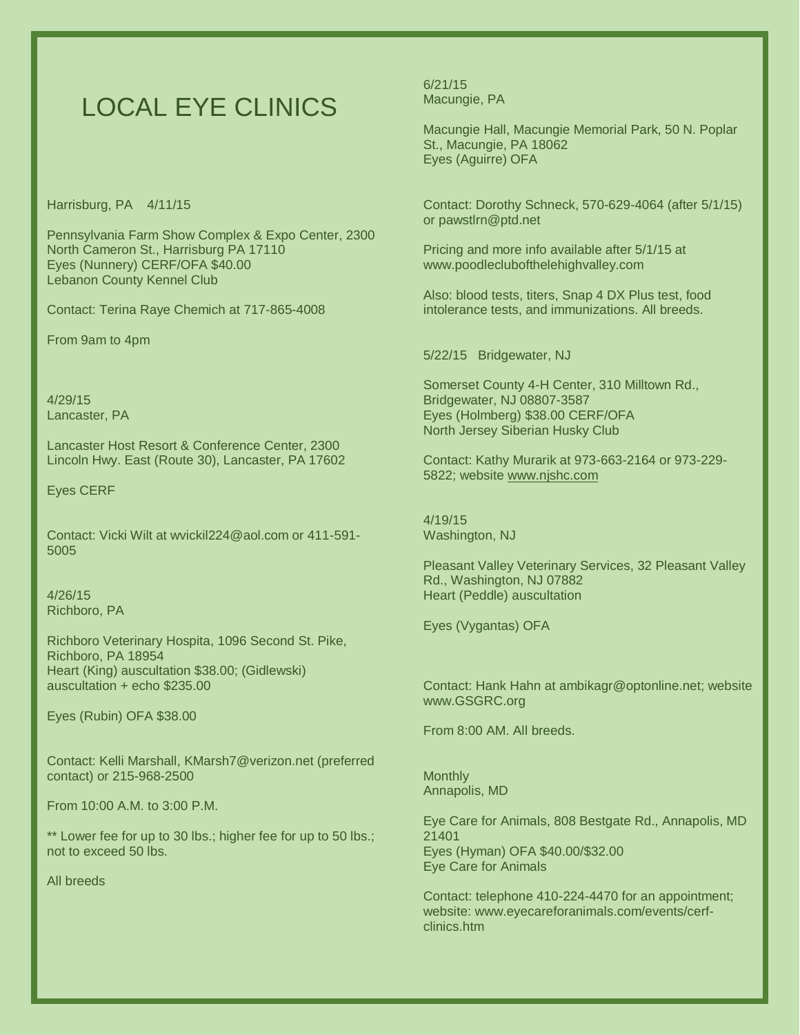# LOCAL EYE CLINICS

Harrisburg, PA    4/11/15

Pennsylvania Farm Show Complex & Expo Center, 2300 North Cameron St., Harrisburg PA 17110
Eyes (Nunnery) CERF/OFA $40.00
Lebanon County Kennel Club

Contact: Terina Raye Chemich at 717-865-4008

From 9am to 4pm

4/29/15
Lancaster, PA

Lancaster Host Resort & Conference Center, 2300 Lincoln Hwy. East (Route 30), Lancaster, PA 17602

Eyes CERF

Contact: Vicki Wilt at wvickil224@aol.com or 411-591-5005

4/26/15
Richboro, PA

Richboro Veterinary Hospita, 1096 Second St. Pike, Richboro, PA 18954
Heart (King) auscultation $38.00; (Gidlewski) auscultation + echo $235.00

Eyes (Rubin) OFA $38.00

Contact: Kelli Marshall, KMarsh7@verizon.net (preferred contact) or 215-968-2500

From 10:00 A.M. to 3:00 P.M.

** Lower fee for up to 30 lbs.; higher fee for up to 50 lbs.; not to exceed 50 lbs.

All breeds

6/21/15
Macungie, PA

Macungie Hall, Macungie Memorial Park, 50 N. Poplar St., Macungie, PA 18062
Eyes (Aguirre) OFA

Contact: Dorothy Schneck, 570-629-4064 (after 5/1/15) or pawstlrn@ptd.net

Pricing and more info available after 5/1/15 at www.poodleclubofthelehighvalley.com

Also: blood tests, titers, Snap 4 DX Plus test, food intolerance tests, and immunizations. All breeds.

5/22/15   Bridgewater, NJ

Somerset County 4-H Center, 310 Milltown Rd., Bridgewater, NJ 08807-3587
Eyes (Holmberg) $38.00 CERF/OFA
North Jersey Siberian Husky Club

Contact: Kathy Murarik at 973-663-2164 or 973-229-5822; website www.njshc.com

4/19/15
Washington, NJ

Pleasant Valley Veterinary Services, 32 Pleasant Valley Rd., Washington, NJ 07882
Heart (Peddle) auscultation

Eyes (Vygantas) OFA

Contact: Hank Hahn at ambikagr@optonline.net; website www.GSGRC.org

From 8:00 AM. All breeds.

Monthly
Annapolis, MD

Eye Care for Animals, 808 Bestgate Rd., Annapolis, MD 21401
Eyes (Hyman) OFA $40.00/$32.00
Eye Care for Animals

Contact: telephone 410-224-4470 for an appointment; website: www.eyecareforanimals.com/events/cerf-clinics.htm